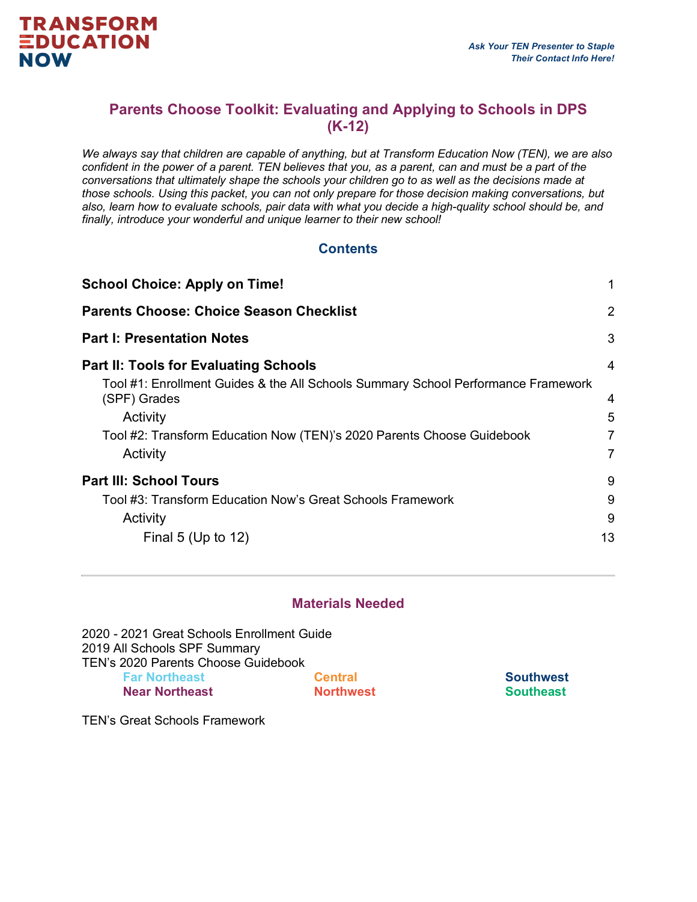TRANSFORM EDUCATION NOW

*Ask Your TEN Presenter to Staple Their Contact Info Here!*

# Parents Choose Toolkit: Evaluating and Applying to Schools in DPS (K-12)

*We always say that children are capable of anything, but at Transform Education Now (TEN), we are also confident in the power of a parent. TEN believes that you, as a parent, can and must be a part of the conversations that ultimately shape the schools your children go to as well as the decisions made at those schools. Using this packet, you can not only prepare for those decision making conversations, but also, learn how to evaluate schools, pair data with what you decide a high-quality school should be, and finally, introduce your wonderful and unique learner to their new school!*

## Contents

**School Choice: Apply on Time!** 1

**Parents Choose: Choice Season Checklist** 2

**Part I: Presentation Notes** 3

**Part II: Tools for Evaluating Schools** 4

- Tool #1: Enrollment Guides & the All Schools Summary School Performance Framework (SPF) Grades 4
  - Activity 5
- Tool #2: Transform Education Now (TEN)'s 2020 Parents Choose Guidebook 7
  - Activity 7

**Part III: School Tours** 9

- Tool #3: Transform Education Now's Great Schools Framework 9
  - Activity 9
    - Final 5 (Up to 12) 13

---

## Materials Needed

2020 - 2021 Great Schools Enrollment Guide
2019 All Schools SPF Summary
TEN's 2020 Parents Choose Guidebook

- **Far Northeast**
- **Near Northeast**
- **Central**
- **Northwest**
- **Southwest**
- **Southeast**

TEN's Great Schools Framework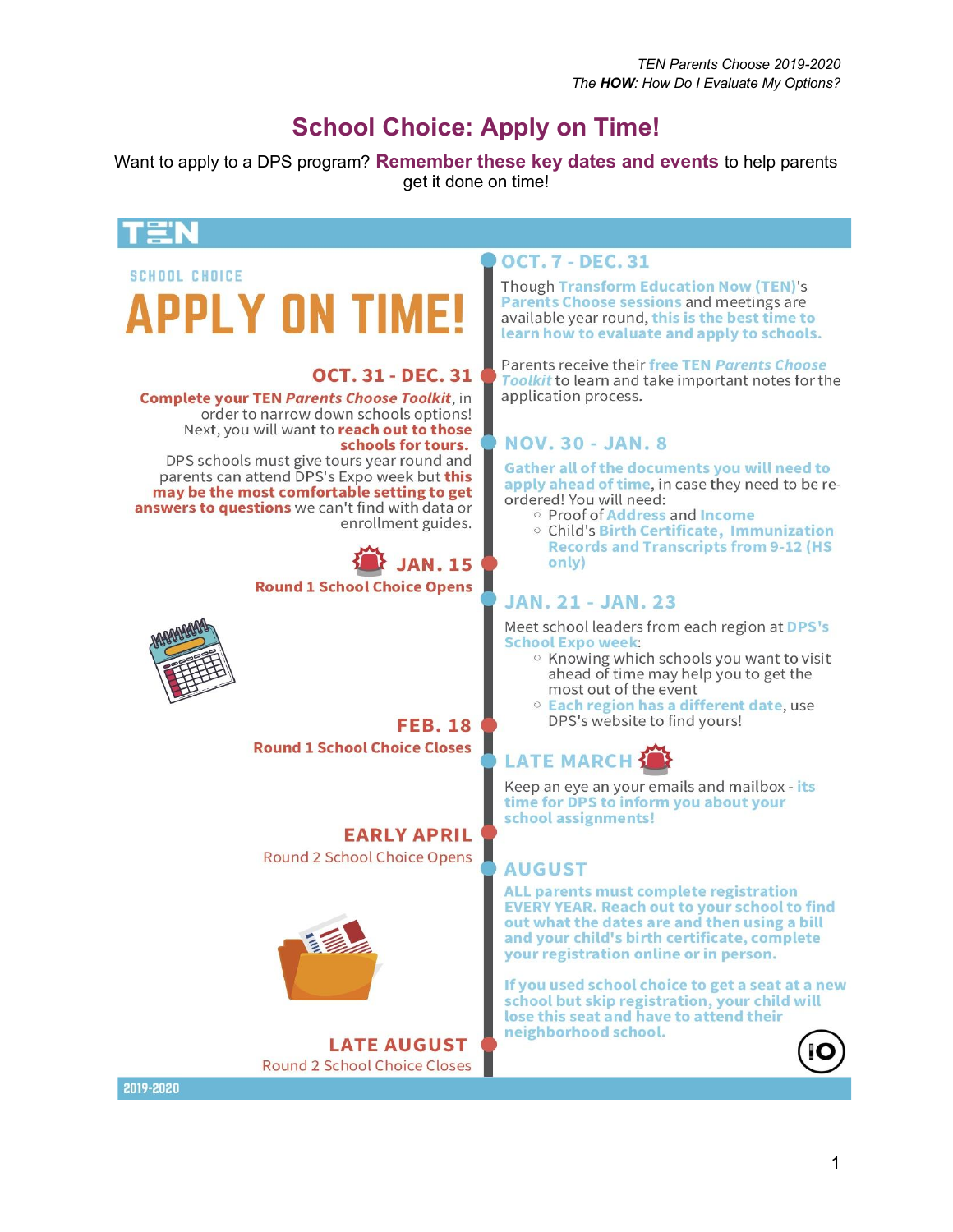# School Choice: Apply on Time!

Want to apply to a DPS program? **Remember these key dates and events** to help parents get it done on time!

TEN

SCHOOL CHOICE

## APPLY ON TIME!

### OCT. 7 - DEC. 31

Though **Transform Education Now (TEN)**'s **Parents Choose sessions** and meetings are available year round, **this is the best time to learn how to evaluate and apply to schools.**

### OCT. 31 - DEC. 31

Parents receive their **free TEN *Parents Choose Toolkit*** to learn and take important notes for the application process.

**Complete your TEN *Parents Choose Toolkit***, in order to narrow down schools options! Next, you will want to **reach out to those schools for tours.** DPS schools must give tours year round and parents can attend DPS's Expo week but **this may be the most comfortable setting to get answers to questions** we can't find with data or enrollment guides.

### NOV. 30 - JAN. 8

**Gather all of the documents you will need to apply ahead of time**, in case they need to be re-ordered! You will need:

- Proof of **Address** and **Income**
- Child's **Birth Certificate, Immunization Records and Transcripts from 9-12 (HS only)**

### JAN. 15

**Round 1 School Choice Opens**

### JAN. 21 - JAN. 23

Meet school leaders from each region at **DPS's School Expo week**:

- Knowing which schools you want to visit ahead of time may help you to get the most out of the event
- **Each region has a different date**, use DPS's website to find yours!

### FEB. 18

**Round 1 School Choice Closes**

### LATE MARCH

Keep an eye an your emails and mailbox - **its time for DPS to inform you about your school assignments!**

### EARLY APRIL

Round 2 School Choice Opens

### AUGUST

**ALL parents must complete registration EVERY YEAR. Reach out to your school to find out what the dates are and then using a bill and your child's birth certificate, complete your registration online or in person.**

**If you used school choice to get a seat at a new school but skip registration, your child will lose this seat and have to attend their neighborhood school.**

### LATE AUGUST

Round 2 School Choice Closes

2019-2020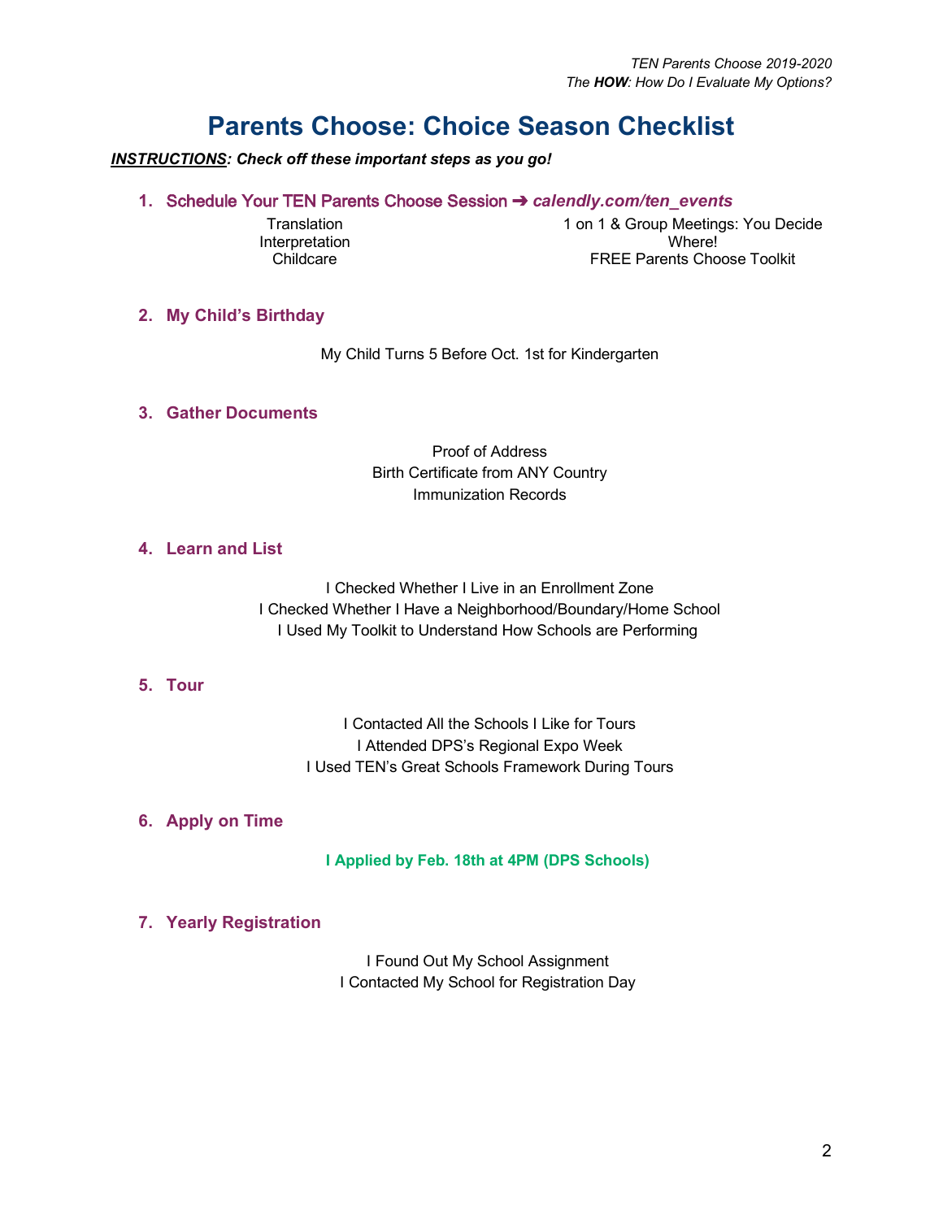# Parents Choose: Choice Season Checklist

***INSTRUCTIONS*: Check off these important steps as you go!**

1. **Schedule Your TEN Parents Choose Session ➔ *calendly.com/ten_events***

   - Translation
   - Interpretation
   - Childcare
   - 1 on 1 & Group Meetings: You Decide Where!
   - FREE Parents Choose Toolkit

2. **My Child's Birthday**

   - My Child Turns 5 Before Oct. 1st for Kindergarten

3. **Gather Documents**

   - Proof of Address
   - Birth Certificate from ANY Country
   - Immunization Records

4. **Learn and List**

   - I Checked Whether I Live in an Enrollment Zone
   - I Checked Whether I Have a Neighborhood/Boundary/Home School
   - I Used My Toolkit to Understand How Schools are Performing

5. **Tour**

   - I Contacted All the Schools I Like for Tours
   - I Attended DPS's Regional Expo Week
   - I Used TEN's Great Schools Framework During Tours

6. **Apply on Time**

   - **I Applied by Feb. 18th at 4PM (DPS Schools)**

7. **Yearly Registration**

   - I Found Out My School Assignment
   - I Contacted My School for Registration Day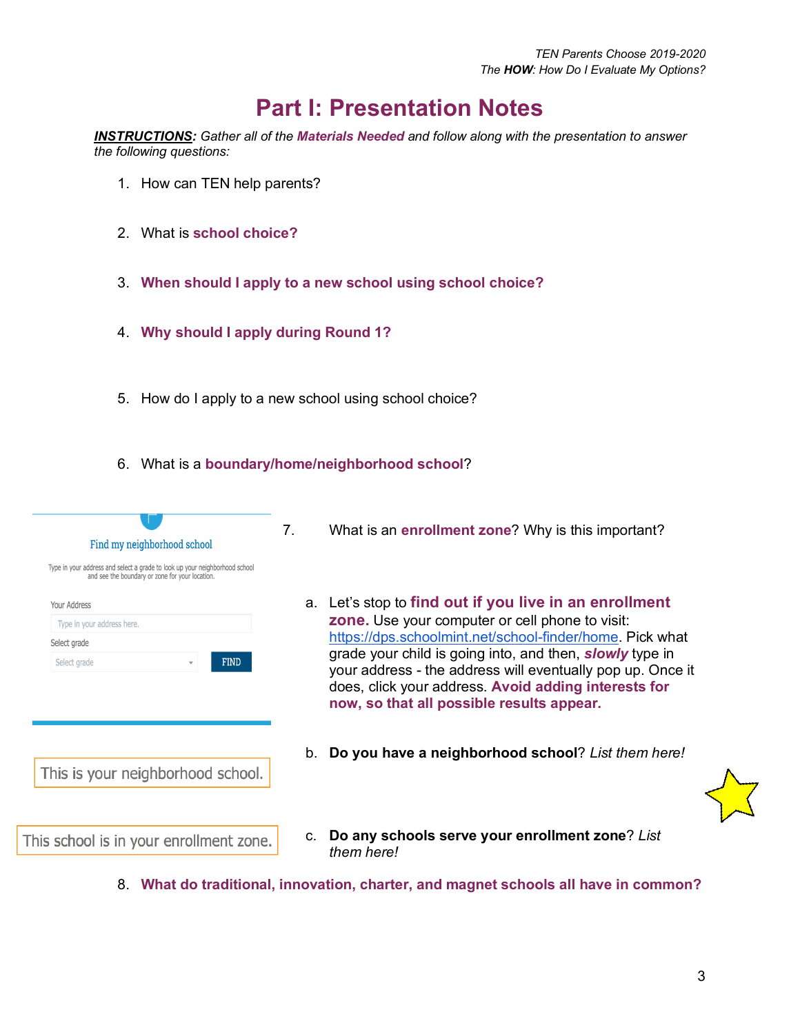# Part I: Presentation Notes

***INSTRUCTIONS***: *Gather all of the **Materials Needed** and follow along with the presentation to answer the following questions:*

1. How can TEN help parents?

2. What is **school choice?**

3. **When should I apply to a new school using school choice?**

4. **Why should I apply during Round 1?**

5. How do I apply to a new school using school choice?

6. What is a **boundary/home/neighborhood school**?

7. What is an **enrollment zone**? Why is this important?

   a. Let's stop to **find out if you live in an enrollment zone.** Use your computer or cell phone to visit: https://dps.schoolmint.net/school-finder/home. Pick what grade your child is going into, and then, ***slowly*** type in your address - the address will eventually pop up. Once it does, click your address. **Avoid adding interests for now, so that all possible results appear.**

   Find my neighborhood school

   Type in your address and select a grade to look up your neighborhood school and see the boundary or zone for your location.

   Your Address

   Type in your address here.

   Select grade

   Select grade

   FIND

   b. **Do you have a neighborhood school**? *List them here!*

   This is your neighborhood school.

   c. **Do any schools serve your enrollment zone**? *List them here!*

   This school is in your enrollment zone.

8. **What do traditional, innovation, charter, and magnet schools all have in common?**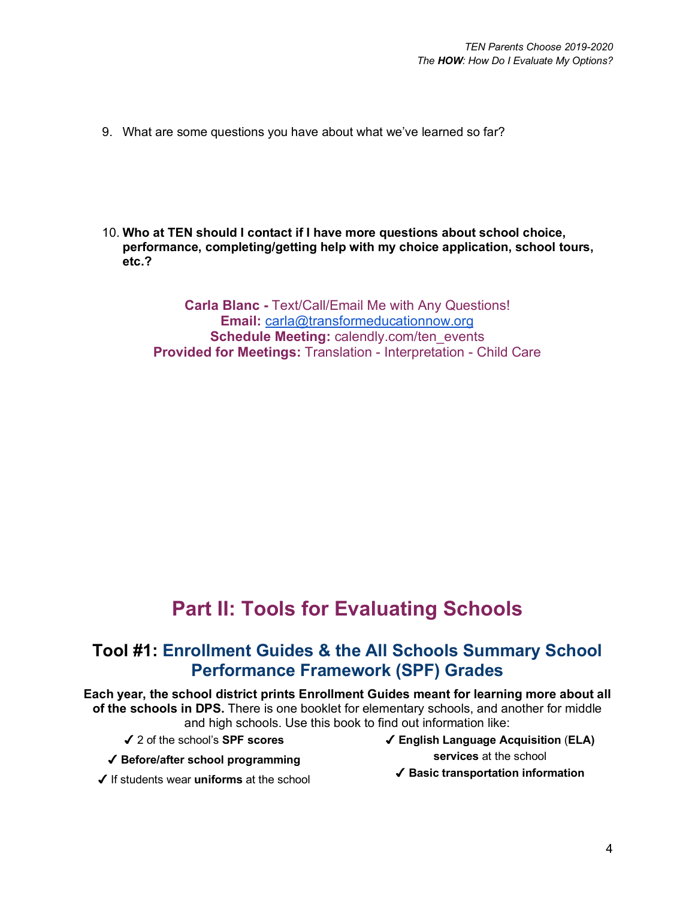9. What are some questions you have about what we've learned so far?

10. **Who at TEN should I contact if I have more questions about school choice, performance, completing/getting help with my choice application, school tours, etc.?**

**Carla Blanc -** Text/Call/Email Me with Any Questions!
**Email:** carla@transformeducationnow.org
**Schedule Meeting:** calendly.com/ten_events
**Provided for Meetings:** Translation - Interpretation - Child Care

# Part II: Tools for Evaluating Schools

## Tool #1: Enrollment Guides & the All Schools Summary School Performance Framework (SPF) Grades

**Each year, the school district prints Enrollment Guides meant for learning more about all of the schools in DPS.** There is one booklet for elementary schools, and another for middle and high schools. Use this book to find out information like:

- ✓ 2 of the school's **SPF scores**
- ✓ **Before/after school programming**
- ✓ If students wear **uniforms** at the school
- ✓ **English Language Acquisition** (**ELA**) **services** at the school
- ✓ **Basic transportation information**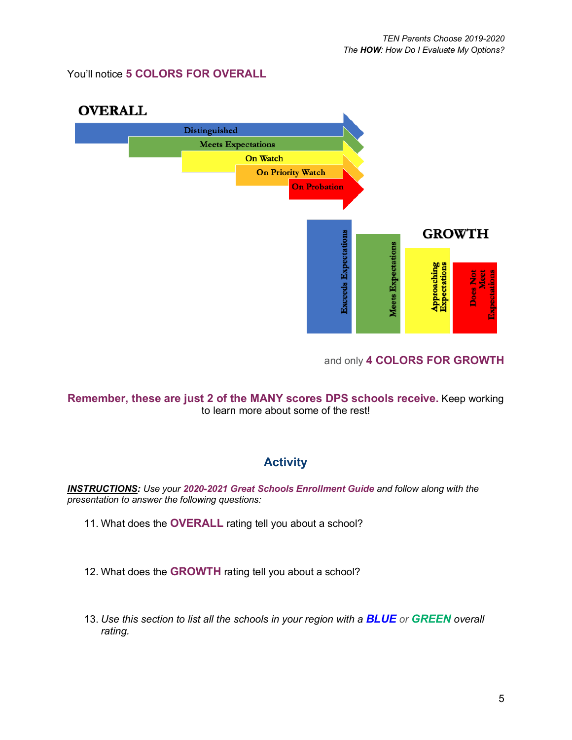You'll notice **5 COLORS FOR OVERALL**

**OVERALL**

- Distinguished
- Meets Expectations
- On Watch
- On Priority Watch
- On Probation

**GROWTH**

- Exceeds Expectations
- Meets Expectations
- Approaching Expectations
- Does Not Meet Expectations

and only **4 COLORS FOR GROWTH**

**Remember, these are just 2 of the MANY scores DPS schools receive.** Keep working to learn more about some of the rest!

## Activity

***INSTRUCTIONS***: *Use your* ***2020-2021 Great Schools Enrollment Guide*** *and follow along with the presentation to answer the following questions:*

11. What does the **OVERALL** rating tell you about a school?

12. What does the **GROWTH** rating tell you about a school?

13. *Use this section to list all the schools in your region with a* ***BLUE*** *or* ***GREEN*** *overall rating.*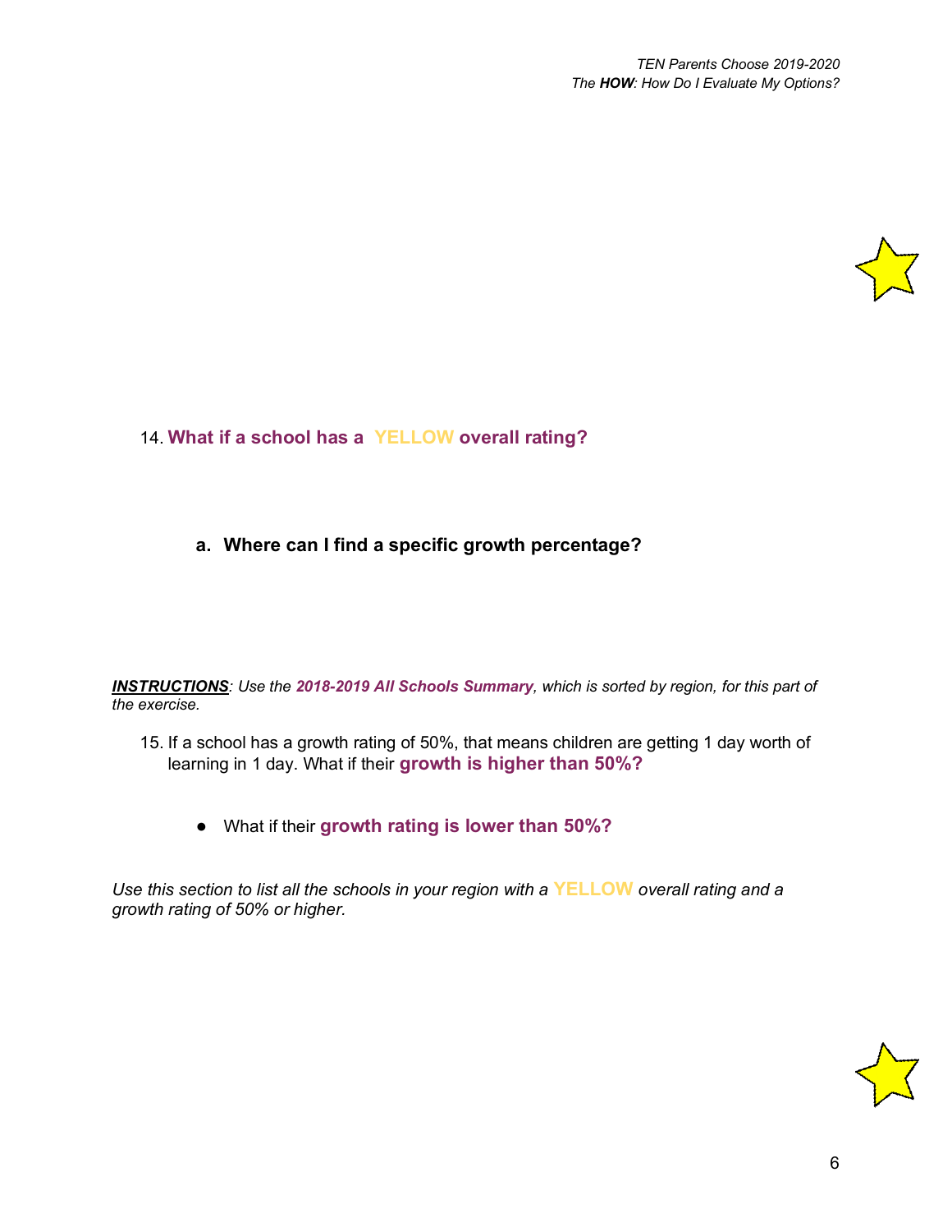14. **What if a school has a YELLOW overall rating?**

    a. **Where can I find a specific growth percentage?**

***INSTRUCTIONS***: *Use the **2018-2019 All Schools Summary**, which is sorted by region, for this part of the exercise.*

15. If a school has a growth rating of 50%, that means children are getting 1 day worth of learning in 1 day. What if their **growth is higher than 50%?**

    - What if their **growth rating is lower than 50%?**

*Use this section to list all the schools in your region with a **YELLOW** overall rating and a growth rating of 50% or higher.*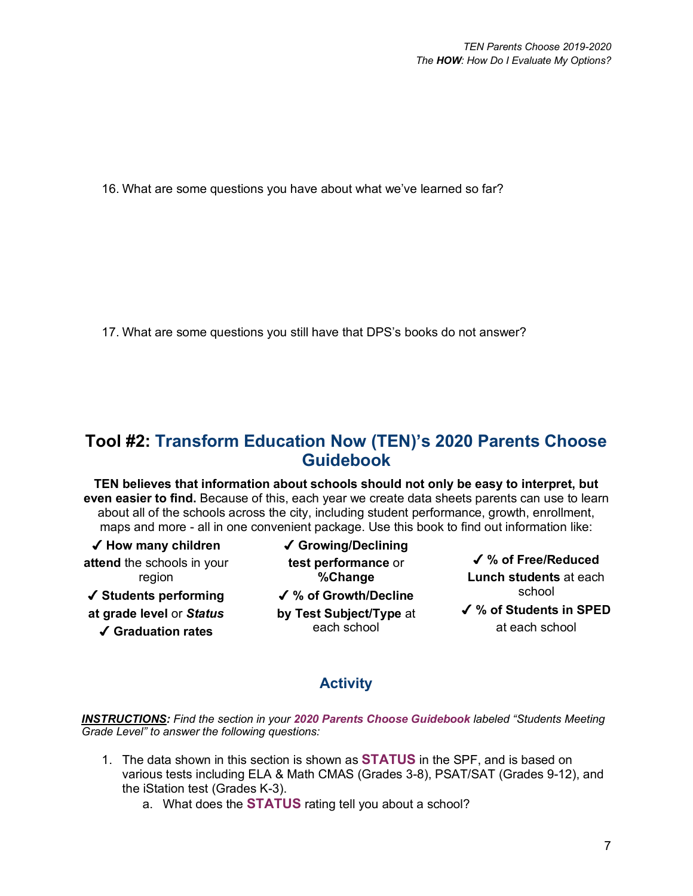16. What are some questions you have about what we've learned so far?

17. What are some questions you still have that DPS's books do not answer?

## Tool #2: Transform Education Now (TEN)'s 2020 Parents Choose Guidebook

**TEN believes that information about schools should not only be easy to interpret, but even easier to find.** Because of this, each year we create data sheets parents can use to learn about all of the schools across the city, including student performance, growth, enrollment, maps and more - all in one convenient package. Use this book to find out information like:

✓ **How many children attend** the schools in your region

✓ **Students performing at grade level** or ***Status***

✓ **Graduation rates**

✓ **Growing/Declining test performance** or **%Change**

✓ **% of Growth/Decline by Test Subject/Type** at each school

✓ **% of Free/Reduced Lunch students** at each school

✓ **% of Students in SPED** at each school

### Activity

***INSTRUCTIONS:*** *Find the section in your **2020 Parents Choose Guidebook** labeled "Students Meeting Grade Level" to answer the following questions:*

1. The data shown in this section is shown as **STATUS** in the SPF, and is based on various tests including ELA & Math CMAS (Grades 3-8), PSAT/SAT (Grades 9-12), and the iStation test (Grades K-3).
    a. What does the **STATUS** rating tell you about a school?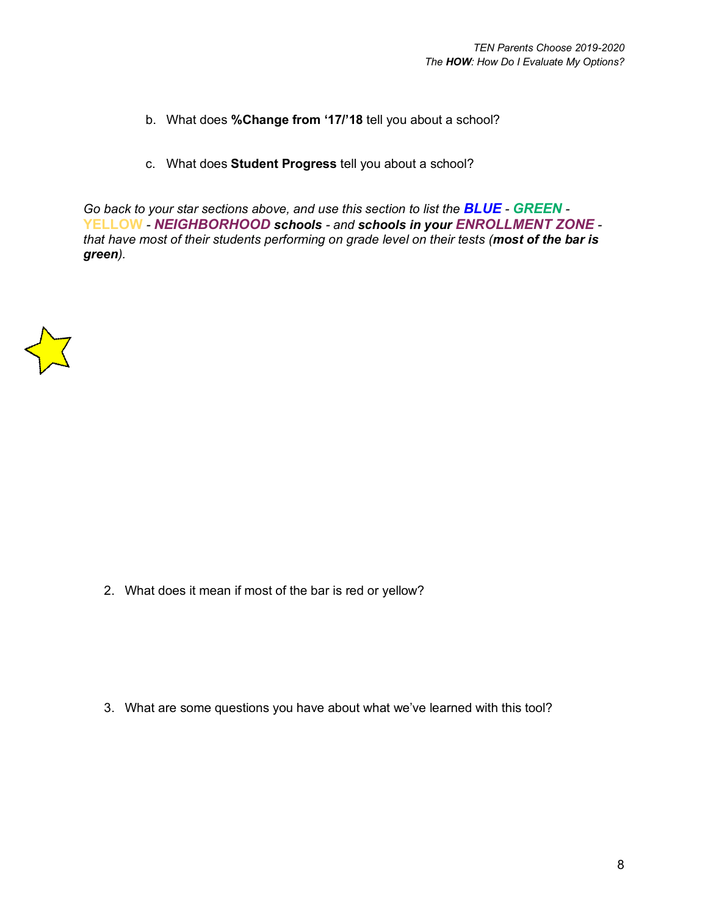b. What does **%Change from '17/'18** tell you about a school?

c. What does **Student Progress** tell you about a school?

*Go back to your star sections above, and use this section to list the **BLUE** - **GREEN** - **YELLOW** - **NEIGHBORHOOD schools** - and **schools in your ENROLLMENT ZONE** - that have most of their students performing on grade level on their tests (**most of the bar is green**).*

2. What does it mean if most of the bar is red or yellow?

3. What are some questions you have about what we've learned with this tool?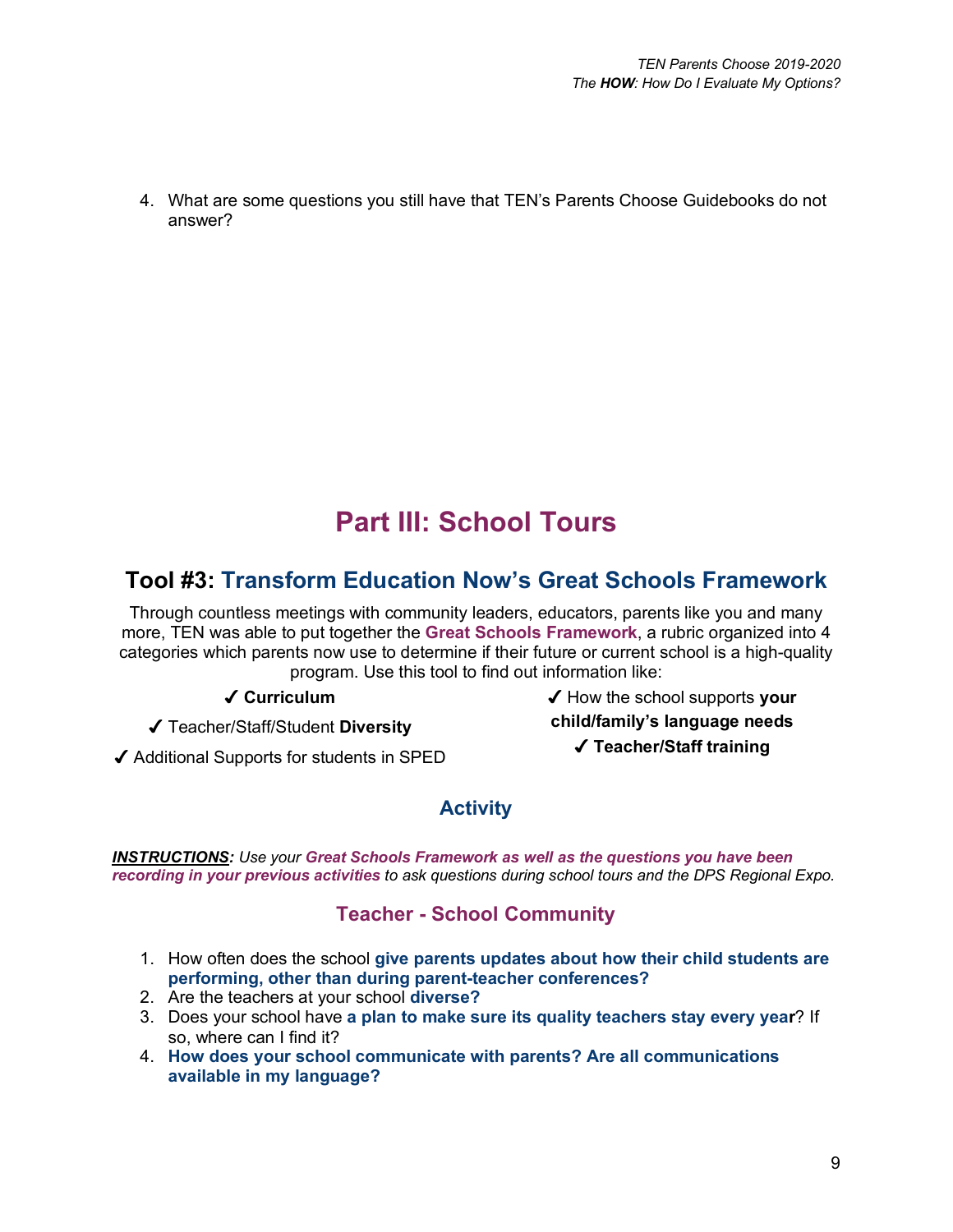4. What are some questions you still have that TEN's Parents Choose Guidebooks do not answer?

# Part III: School Tours

## Tool #3: Transform Education Now's Great Schools Framework

Through countless meetings with community leaders, educators, parents like you and many more, TEN was able to put together the **Great Schools Framework**, a rubric organized into 4 categories which parents now use to determine if their future or current school is a high-quality program. Use this tool to find out information like:

- ✓ **Curriculum**
- ✓ Teacher/Staff/Student **Diversity**
- ✓ Additional Supports for students in SPED
- ✓ How the school supports **your child/family's language needs**
- ✓ **Teacher/Staff training**

### Activity

***INSTRUCTIONS**: Use your **Great Schools Framework as well as the questions you have been recording in your previous activities** to ask questions during school tours and the DPS Regional Expo.*

### Teacher - School Community

1. How often does the school **give parents updates about how their child students are performing, other than during parent-teacher conferences?**
2. Are the teachers at your school **diverse?**
3. Does your school have **a plan to make sure its quality teachers stay every year**? If so, where can I find it?
4. **How does your school communicate with parents? Are all communications available in my language?**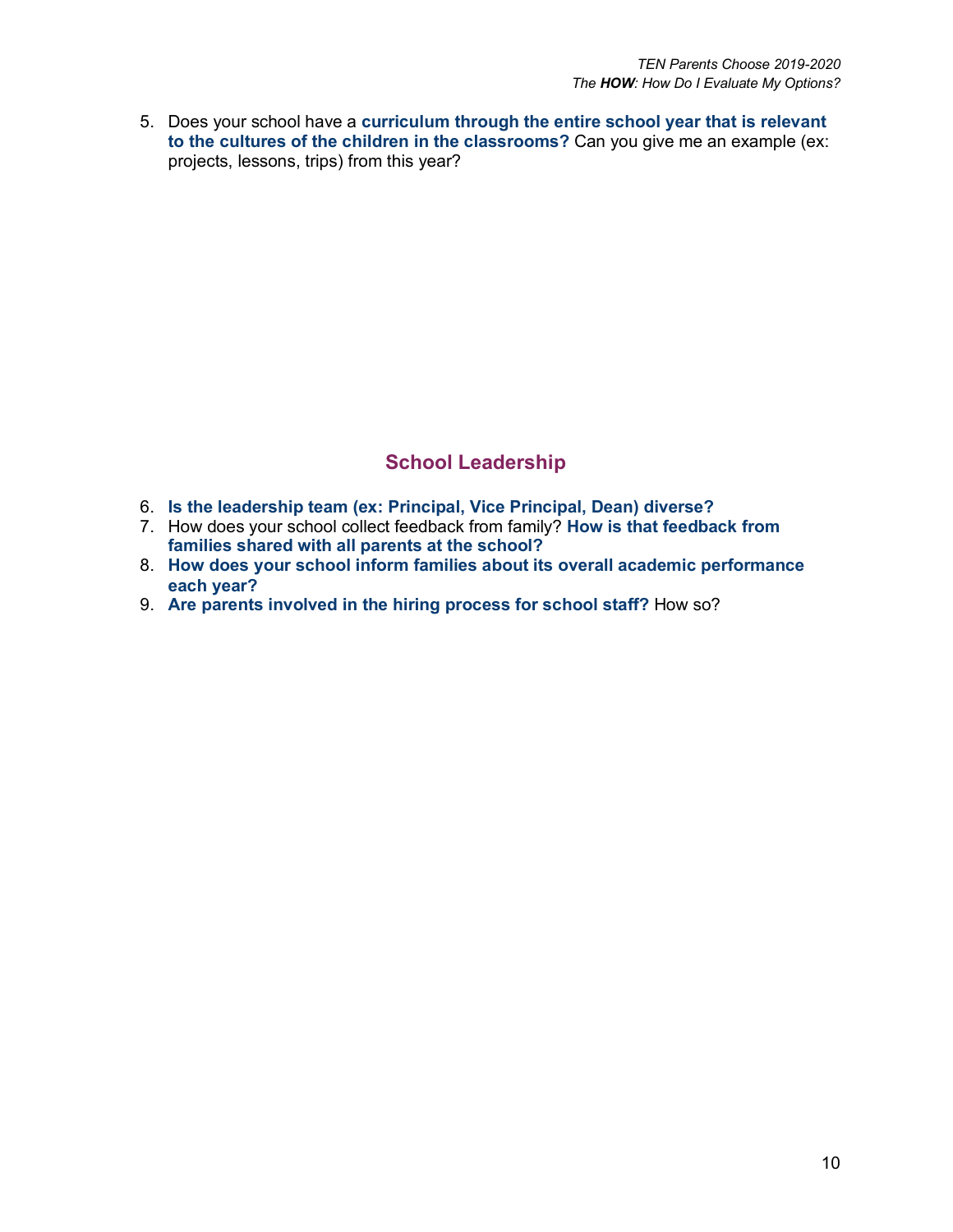5. Does your school have a **curriculum through the entire school year that is relevant to the cultures of the children in the classrooms?** Can you give me an example (ex: projects, lessons, trips) from this year?

## School Leadership

6. **Is the leadership team (ex: Principal, Vice Principal, Dean) diverse?**
7. How does your school collect feedback from family? **How is that feedback from families shared with all parents at the school?**
8. **How does your school inform families about its overall academic performance each year?**
9. **Are parents involved in the hiring process for school staff?** How so?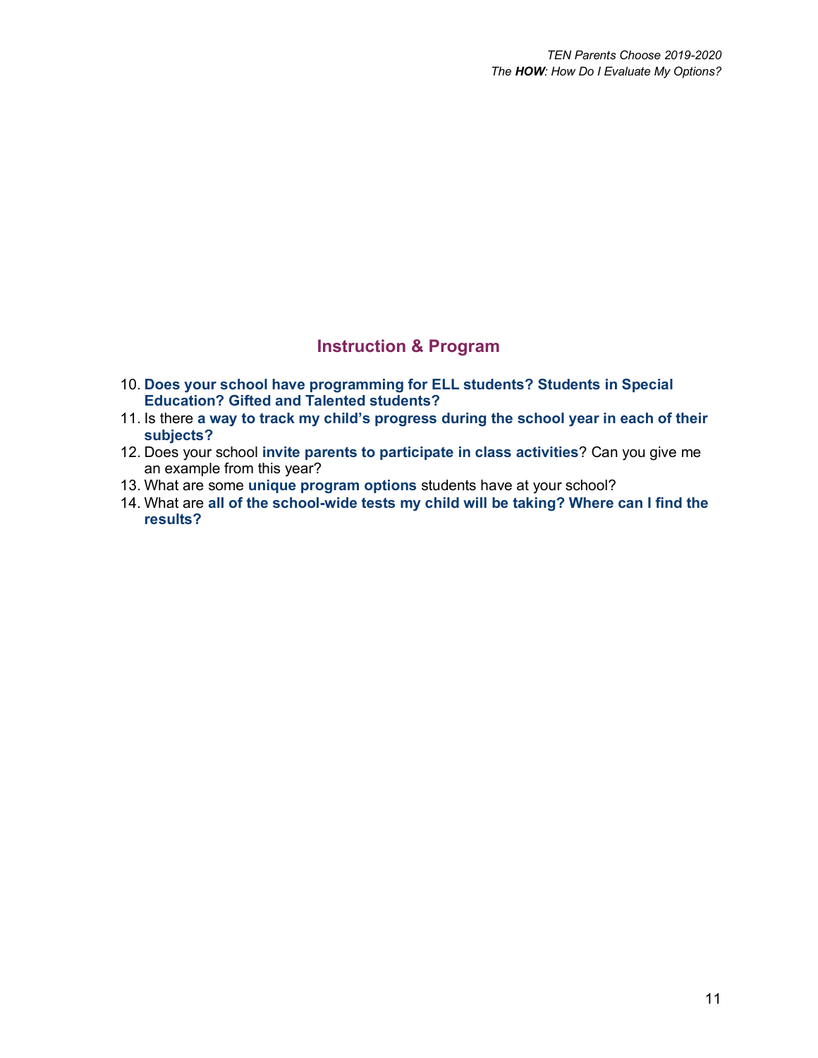## Instruction & Program

10. **Does your school have programming for ELL students? Students in Special Education? Gifted and Talented students?**
11. Is there **a way to track my child's progress during the school year in each of their subjects?**
12. Does your school **invite parents to participate in class activities**? Can you give me an example from this year?
13. What are some **unique program options** students have at your school?
14. What are **all of the school-wide tests my child will be taking? Where can I find the results?**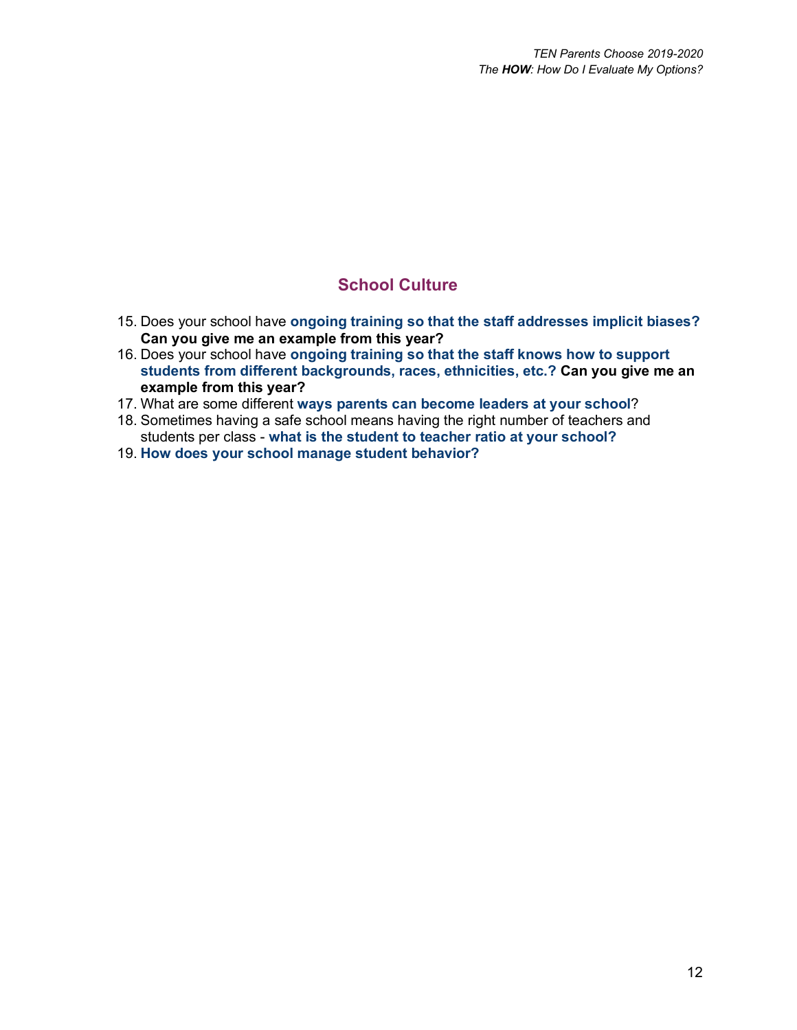## School Culture

15. Does your school have **ongoing training so that the staff addresses implicit biases? Can you give me an example from this year?**
16. Does your school have **ongoing training so that the staff knows how to support students from different backgrounds, races, ethnicities, etc.? Can you give me an example from this year?**
17. What are some different **ways parents can become leaders at your school**?
18. Sometimes having a safe school means having the right number of teachers and students per class - **what is the student to teacher ratio at your school?**
19. **How does your school manage student behavior?**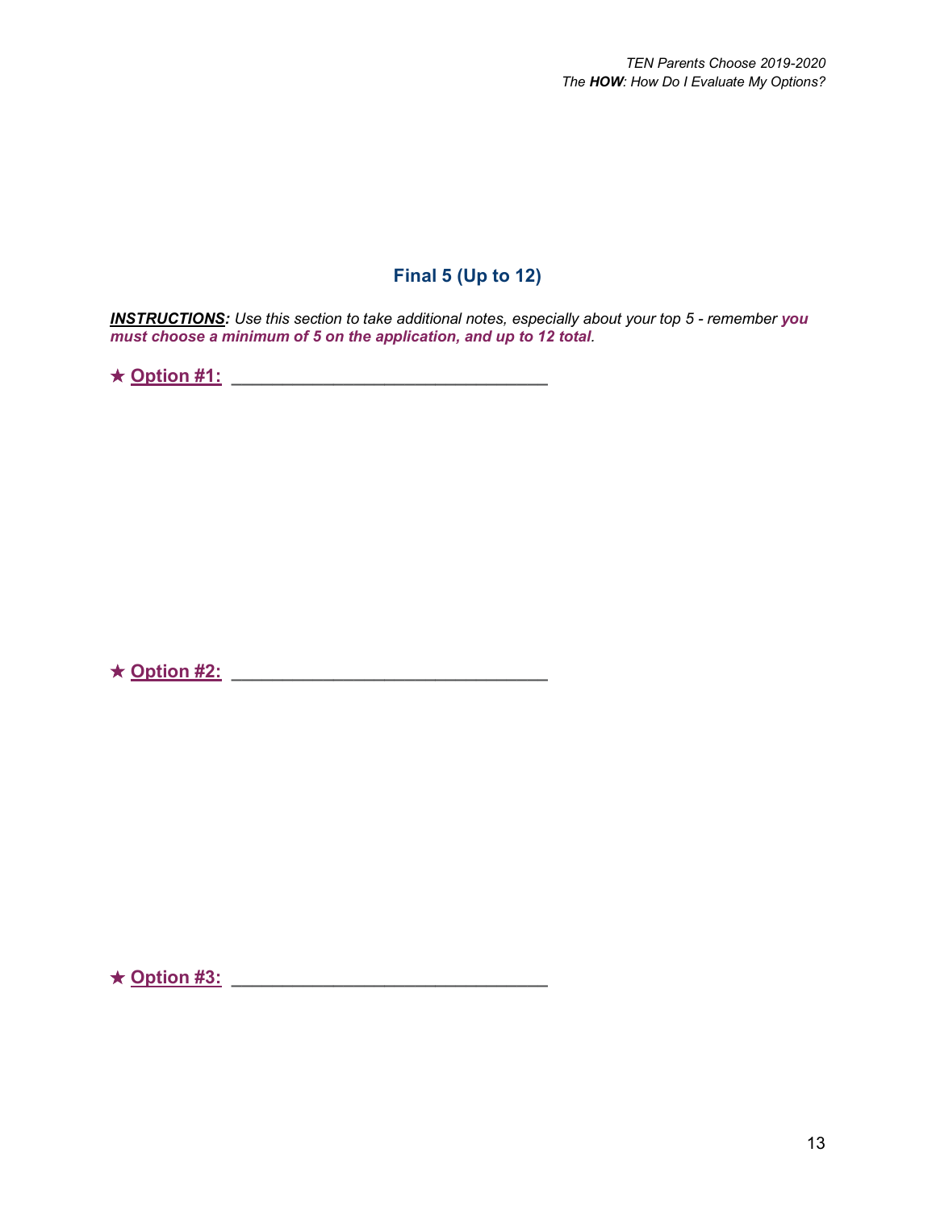## Final 5 (Up to 12)

***INSTRUCTIONS:*** *Use this section to take additional notes, especially about your top 5 - remember* ***you must choose a minimum of 5 on the application, and up to 12 total****.*

★ **Option #1:** ________________________________

★ **Option #2:** ________________________________

★ **Option #3:** ________________________________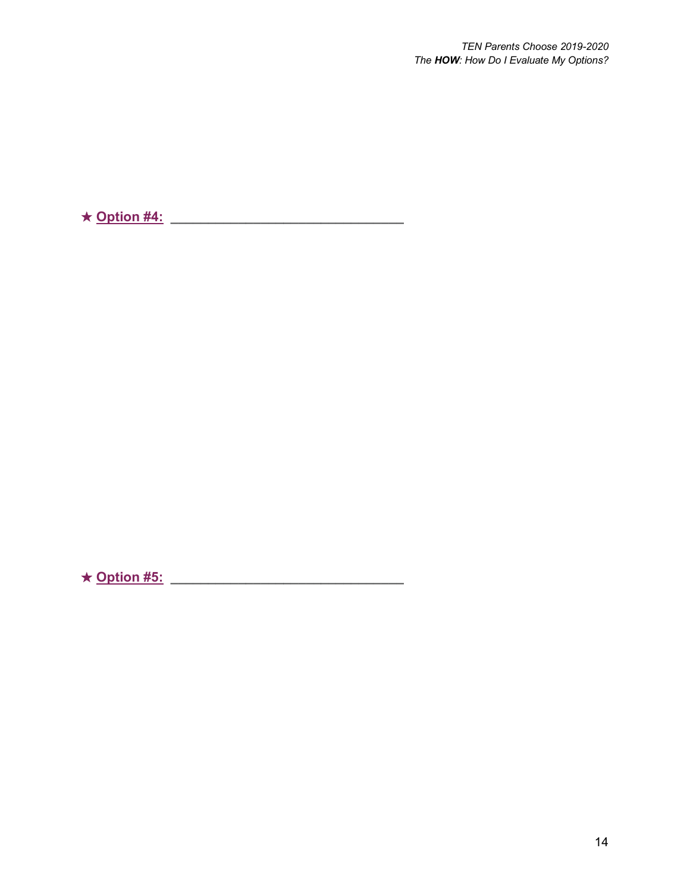★ **Option #4:** ________________________________

★ **Option #5:** ________________________________